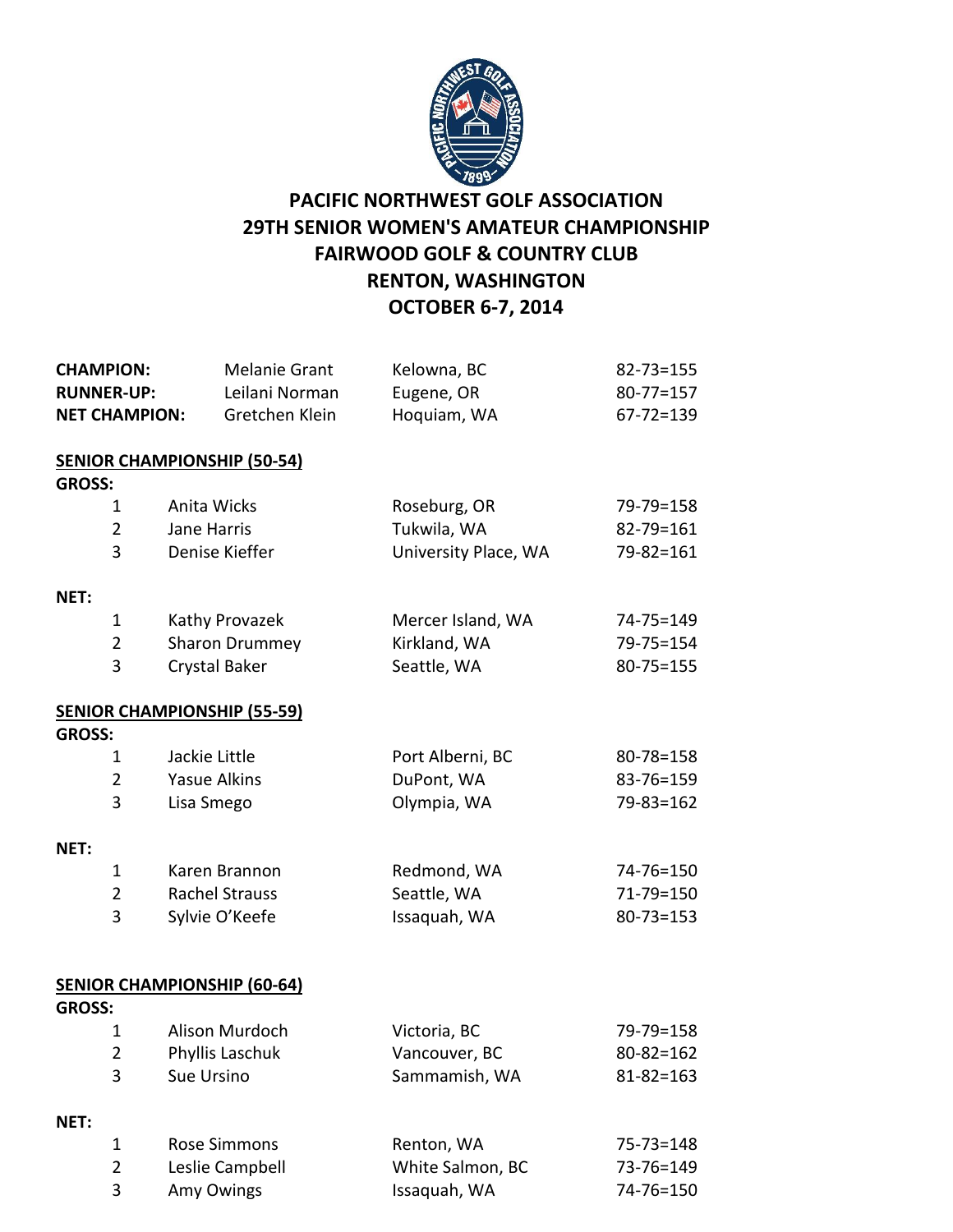# PACIFIC NORTHWEST GOLF ASSOCIATION
## 29TH SENIOR WOMEN'S AMATEUR CHAMPIONSHIP
## FAIRWOOD GOLF & COUNTRY CLUB
## RENTON, WASHINGTON
## OCTOBER 6-7, 2014

| | | | |
|---|---|---|---|
| **CHAMPION:** | Melanie Grant | Kelowna, BC | 82-73=155 |
| **RUNNER-UP:** | Leilani Norman | Eugene, OR | 80-77=157 |
| **NET CHAMPION:** | Gretchen Klein | Hoquiam, WA | 67-72=139 |

**SENIOR CHAMPIONSHIP (50-54)**

**GROSS:**

| | | | |
|---|---|---|---|
| 1 | Anita Wicks | Roseburg, OR | 79-79=158 |
| 2 | Jane Harris | Tukwila, WA | 82-79=161 |
| 3 | Denise Kieffer | University Place, WA | 79-82=161 |

**NET:**

| | | | |
|---|---|---|---|
| 1 | Kathy Provazek | Mercer Island, WA | 74-75=149 |
| 2 | Sharon Drummey | Kirkland, WA | 79-75=154 |
| 3 | Crystal Baker | Seattle, WA | 80-75=155 |

**SENIOR CHAMPIONSHIP (55-59)**

**GROSS:**

| | | | |
|---|---|---|---|
| 1 | Jackie Little | Port Alberni, BC | 80-78=158 |
| 2 | Yasue Alkins | DuPont, WA | 83-76=159 |
| 3 | Lisa Smego | Olympia, WA | 79-83=162 |

**NET:**

| | | | |
|---|---|---|---|
| 1 | Karen Brannon | Redmond, WA | 74-76=150 |
| 2 | Rachel Strauss | Seattle, WA | 71-79=150 |
| 3 | Sylvie O'Keefe | Issaquah, WA | 80-73=153 |

**SENIOR CHAMPIONSHIP (60-64)**

**GROSS:**

| | | | |
|---|---|---|---|
| 1 | Alison Murdoch | Victoria, BC | 79-79=158 |
| 2 | Phyllis Laschuk | Vancouver, BC | 80-82=162 |
| 3 | Sue Ursino | Sammamish, WA | 81-82=163 |

**NET:**

| | | | |
|---|---|---|---|
| 1 | Rose Simmons | Renton, WA | 75-73=148 |
| 2 | Leslie Campbell | White Salmon, BC | 73-76=149 |
| 3 | Amy Owings | Issaquah, WA | 74-76=150 |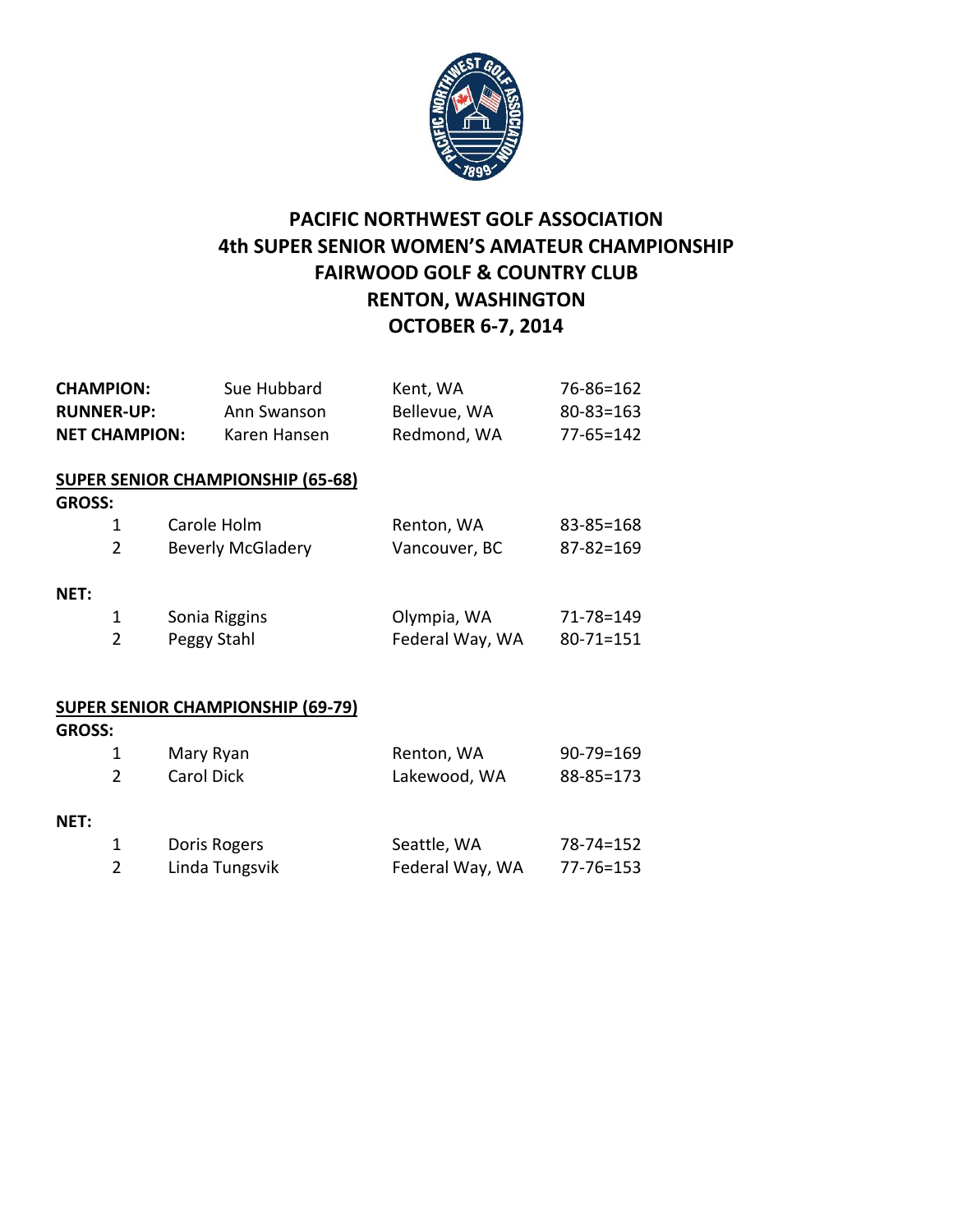# PACIFIC NORTHWEST GOLF ASSOCIATION
## 4th SUPER SENIOR WOMEN'S AMATEUR CHAMPIONSHIP
## FAIRWOOD GOLF & COUNTRY CLUB
## RENTON, WASHINGTON
## OCTOBER 6-7, 2014

| | | | |
|---|---|---|---|
| **CHAMPION:** | Sue Hubbard | Kent, WA | 76-86=162 |
| **RUNNER-UP:** | Ann Swanson | Bellevue, WA | 80-83=163 |
| **NET CHAMPION:** | Karen Hansen | Redmond, WA | 77-65=142 |

**SUPER SENIOR CHAMPIONSHIP (65-68)**

**GROSS:**

| | | | |
|---|---|---|---|
| 1 | Carole Holm | Renton, WA | 83-85=168 |
| 2 | Beverly McGladery | Vancouver, BC | 87-82=169 |

**NET:**

| | | | |
|---|---|---|---|
| 1 | Sonia Riggins | Olympia, WA | 71-78=149 |
| 2 | Peggy Stahl | Federal Way, WA | 80-71=151 |

**SUPER SENIOR CHAMPIONSHIP (69-79)**

**GROSS:**

| | | | |
|---|---|---|---|
| 1 | Mary Ryan | Renton, WA | 90-79=169 |
| 2 | Carol Dick | Lakewood, WA | 88-85=173 |

**NET:**

| | | | |
|---|---|---|---|
| 1 | Doris Rogers | Seattle, WA | 78-74=152 |
| 2 | Linda Tungsvik | Federal Way, WA | 77-76=153 |